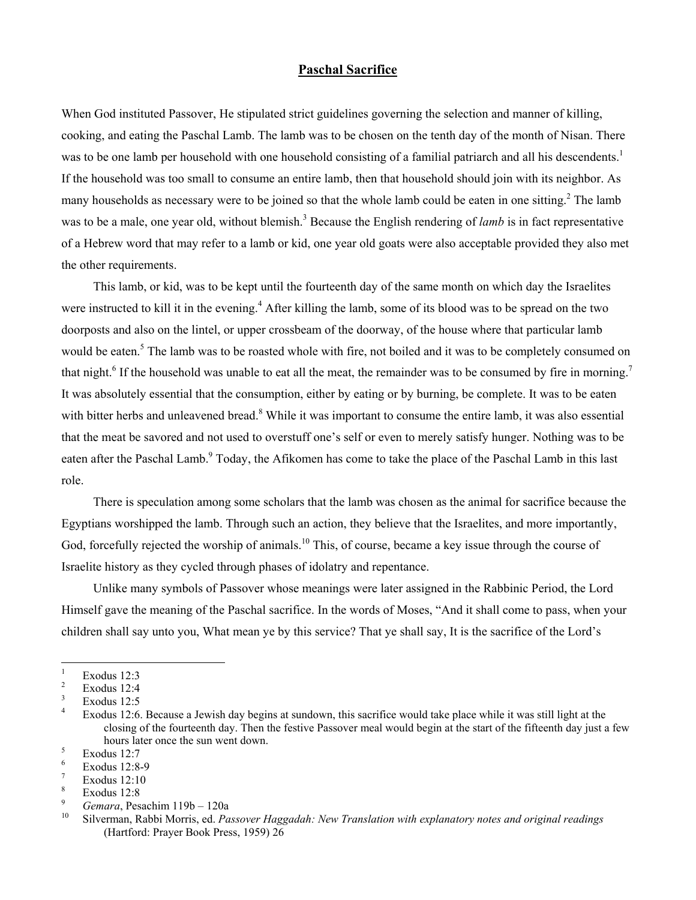# Paschal Sacrifice

When God instituted Passover, He stipulated strict guidelines governing the selection and manner of killing, cooking, and eating the Paschal Lamb. The lamb was to be chosen on the tenth day of the month of Nisan. There was to be one lamb per household with one household consisting of a familial patriarch and all his descendents.[1] If the household was too small to consume an entire lamb, then that household should join with its neighbor. As many households as necessary were to be joined so that the whole lamb could be eaten in one sitting.[2] The lamb was to be a male, one year old, without blemish.[3] Because the English rendering of *lamb* is in fact representative of a Hebrew word that may refer to a lamb or kid, one year old goats were also acceptable provided they also met the other requirements.

This lamb, or kid, was to be kept until the fourteenth day of the same month on which day the Israelites were instructed to kill it in the evening.[4] After killing the lamb, some of its blood was to be spread on the two doorposts and also on the lintel, or upper crossbeam of the doorway, of the house where that particular lamb would be eaten.[5] The lamb was to be roasted whole with fire, not boiled and it was to be completely consumed on that night.[6] If the household was unable to eat all the meat, the remainder was to be consumed by fire in morning.[7] It was absolutely essential that the consumption, either by eating or by burning, be complete. It was to be eaten with bitter herbs and unleavened bread.[8] While it was important to consume the entire lamb, it was also essential that the meat be savored and not used to overstuff one's self or even to merely satisfy hunger. Nothing was to be eaten after the Paschal Lamb.[9] Today, the Afikomen has come to take the place of the Paschal Lamb in this last role.

There is speculation among some scholars that the lamb was chosen as the animal for sacrifice because the Egyptians worshipped the lamb. Through such an action, they believe that the Israelites, and more importantly, God, forcefully rejected the worship of animals.[10] This, of course, became a key issue through the course of Israelite history as they cycled through phases of idolatry and repentance.

Unlike many symbols of Passover whose meanings were later assigned in the Rabbinic Period, the Lord Himself gave the meaning of the Paschal sacrifice. In the words of Moses, "And it shall come to pass, when your children shall say unto you, What mean ye by this service? That ye shall say, It is the sacrifice of the Lord's

---

1. Exodus 12:3
2. Exodus 12:4
3. Exodus 12:5
4. Exodus 12:6. Because a Jewish day begins at sundown, this sacrifice would take place while it was still light at the closing of the fourteenth day. Then the festive Passover meal would begin at the start of the fifteenth day just a few hours later once the sun went down.
5. Exodus 12:7
6. Exodus 12:8-9
7. Exodus 12:10
8. Exodus 12:8
9. *Gemara*, Pesachim 119b – 120a
10. Silverman, Rabbi Morris, ed. *Passover Haggadah: New Translation with explanatory notes and original readings* (Hartford: Prayer Book Press, 1959) 26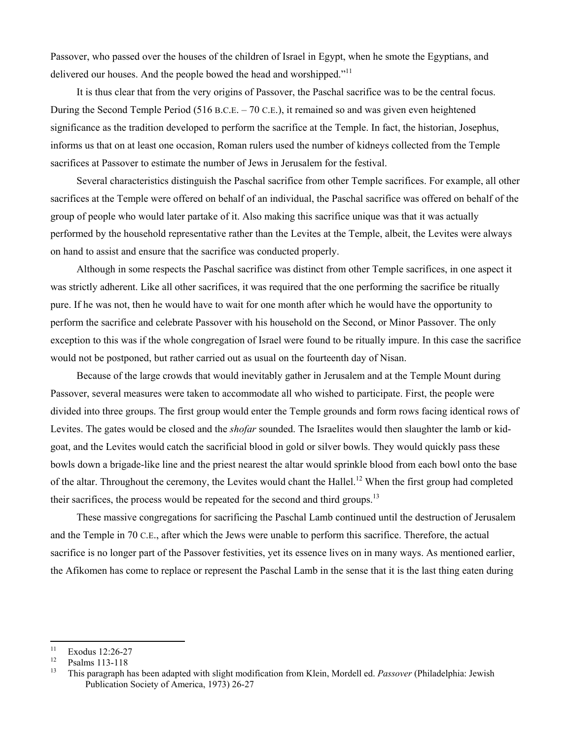Passover, who passed over the houses of the children of Israel in Egypt, when he smote the Egyptians, and delivered our houses. And the people bowed the head and worshipped."[11]

It is thus clear that from the very origins of Passover, the Paschal sacrifice was to be the central focus. During the Second Temple Period (516 B.C.E. – 70 C.E.), it remained so and was given even heightened significance as the tradition developed to perform the sacrifice at the Temple. In fact, the historian, Josephus, informs us that on at least one occasion, Roman rulers used the number of kidneys collected from the Temple sacrifices at Passover to estimate the number of Jews in Jerusalem for the festival.

Several characteristics distinguish the Paschal sacrifice from other Temple sacrifices. For example, all other sacrifices at the Temple were offered on behalf of an individual, the Paschal sacrifice was offered on behalf of the group of people who would later partake of it. Also making this sacrifice unique was that it was actually performed by the household representative rather than the Levites at the Temple, albeit, the Levites were always on hand to assist and ensure that the sacrifice was conducted properly.

Although in some respects the Paschal sacrifice was distinct from other Temple sacrifices, in one aspect it was strictly adherent. Like all other sacrifices, it was required that the one performing the sacrifice be ritually pure. If he was not, then he would have to wait for one month after which he would have the opportunity to perform the sacrifice and celebrate Passover with his household on the Second, or Minor Passover. The only exception to this was if the whole congregation of Israel were found to be ritually impure. In this case the sacrifice would not be postponed, but rather carried out as usual on the fourteenth day of Nisan.

Because of the large crowds that would inevitably gather in Jerusalem and at the Temple Mount during Passover, several measures were taken to accommodate all who wished to participate. First, the people were divided into three groups. The first group would enter the Temple grounds and form rows facing identical rows of Levites. The gates would be closed and the *shofar* sounded. The Israelites would then slaughter the lamb or kid-goat, and the Levites would catch the sacrificial blood in gold or silver bowls. They would quickly pass these bowls down a brigade-like line and the priest nearest the altar would sprinkle blood from each bowl onto the base of the altar. Throughout the ceremony, the Levites would chant the Hallel.[12] When the first group had completed their sacrifices, the process would be repeated for the second and third groups.[13]

These massive congregations for sacrificing the Paschal Lamb continued until the destruction of Jerusalem and the Temple in 70 C.E., after which the Jews were unable to perform this sacrifice. Therefore, the actual sacrifice is no longer part of the Passover festivities, yet its essence lives on in many ways. As mentioned earlier, the Afikomen has come to replace or represent the Paschal Lamb in the sense that it is the last thing eaten during

---

[11] Exodus 12:26-27

[12] Psalms 113-118

[13] This paragraph has been adapted with slight modification from Klein, Mordell ed. *Passover* (Philadelphia: Jewish Publication Society of America, 1973) 26-27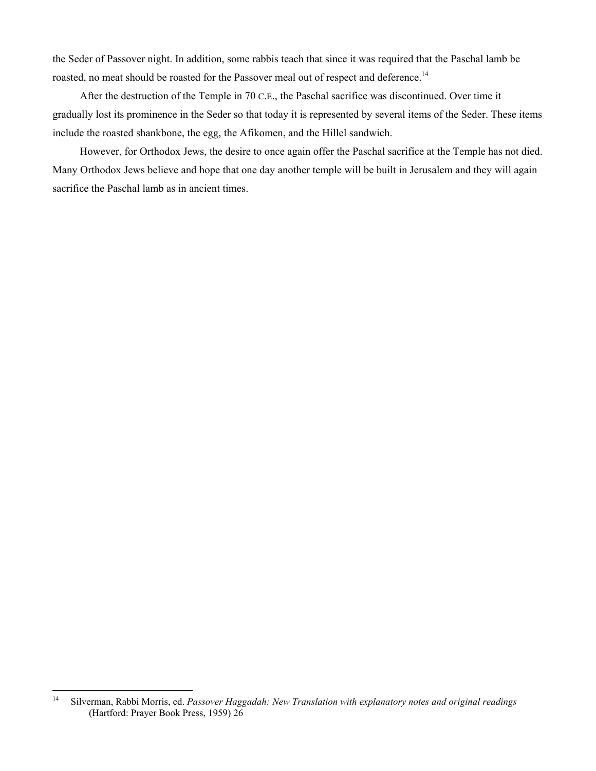the Seder of Passover night. In addition, some rabbis teach that since it was required that the Paschal lamb be roasted, no meat should be roasted for the Passover meal out of respect and deference.[14]

After the destruction of the Temple in 70 C.E., the Paschal sacrifice was discontinued. Over time it gradually lost its prominence in the Seder so that today it is represented by several items of the Seder. These items include the roasted shankbone, the egg, the Afikomen, and the Hillel sandwich.

However, for Orthodox Jews, the desire to once again offer the Paschal sacrifice at the Temple has not died. Many Orthodox Jews believe and hope that one day another temple will be built in Jerusalem and they will again sacrifice the Paschal lamb as in ancient times.

---

[14] Silverman, Rabbi Morris, ed. *Passover Haggadah: New Translation with explanatory notes and original readings* (Hartford: Prayer Book Press, 1959) 26